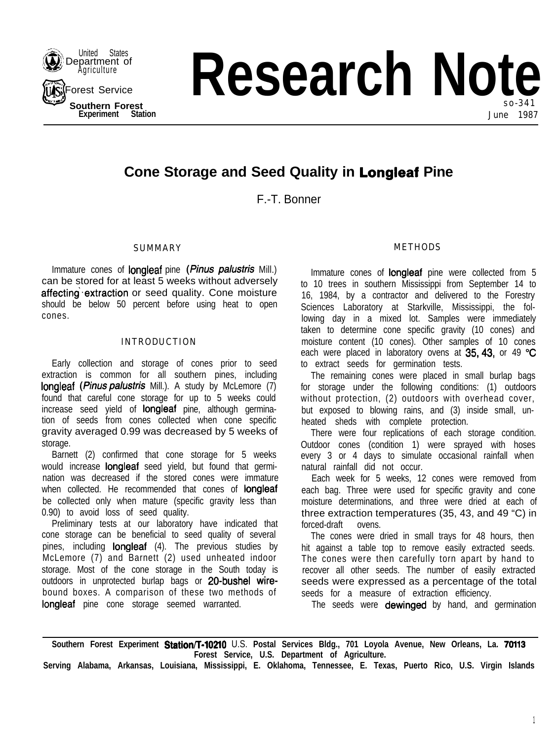United States Department of Agriculture

Forest Service

Southern Forest Experiment Station

# Research Note

SO-341
June 1987

## Cone Storage and Seed Quality in Longleaf Pine

F.-T. Bonner

### SUMMARY

Immature cones of longleaf pine (*Pinus palustris* Mill.) can be stored for at least 5 weeks without adversely affecting extraction or seed quality. Cone moisture should be below 50 percent before using heat to open cones.

### INTRODUCTION

Early collection and storage of cones prior to seed extraction is common for all southern pines, including longleaf (*Pinus palustris* Mill.). A study by McLemore (7) found that careful cone storage for up to 5 weeks could increase seed yield of longleaf pine, although germination of seeds from cones collected when cone specific gravity averaged 0.99 was decreased by 5 weeks of storage.

Barnett (2) confirmed that cone storage for 5 weeks would increase longleaf seed yield, but found that germination was decreased if the stored cones were immature when collected. He recommended that cones of longleaf be collected only when mature (specific gravity less than 0.90) to avoid loss of seed quality.

Preliminary tests at our laboratory have indicated that cone storage can be beneficial to seed quality of several pines, including longleaf (4). The previous studies by McLemore (7) and Barnett (2) used unheated indoor storage. Most of the cone storage in the South today is outdoors in unprotected burlap bags or 20-bushel wire-bound boxes. A comparison of these two methods of longleaf pine cone storage seemed warranted.

### METHODS

Immature cones of longleaf pine were collected from 5 to 10 trees in southern Mississippi from September 14 to 16, 1984, by a contractor and delivered to the Forestry Sciences Laboratory at Starkville, Mississippi, the following day in a mixed lot. Samples were immediately taken to determine cone specific gravity (10 cones) and moisture content (10 cones). Other samples of 10 cones each were placed in laboratory ovens at 35, 43, or 49 °C to extract seeds for germination tests.

The remaining cones were placed in small burlap bags for storage under the following conditions: (1) outdoors without protection, (2) outdoors with overhead cover, but exposed to blowing rains, and (3) inside small, unheated sheds with complete protection.

There were four replications of each storage condition. Outdoor cones (condition 1) were sprayed with hoses every 3 or 4 days to simulate occasional rainfall when natural rainfall did not occur.

Each week for 5 weeks, 12 cones were removed from each bag. Three were used for specific gravity and cone moisture determinations, and three were dried at each of three extraction temperatures (35, 43, and 49 °C) in forced-draft ovens.

The cones were dried in small trays for 48 hours, then hit against a table top to remove easily extracted seeds. The cones were then carefully torn apart by hand to recover all other seeds. The number of easily extracted seeds were expressed as a percentage of the total seeds for a measure of extraction efficiency.

The seeds were dewinged by hand, and germination

---

Southern Forest Experiment Station/T-10210 U.S. Postal Services Bldg., 701 Loyola Avenue, New Orleans, La. 70113
Forest Service, U.S. Department of Agriculture.
Serving Alabama, Arkansas, Louisiana, Mississippi, E. Oklahoma, Tennessee, E. Texas, Puerto Rico, U.S. Virgin Islands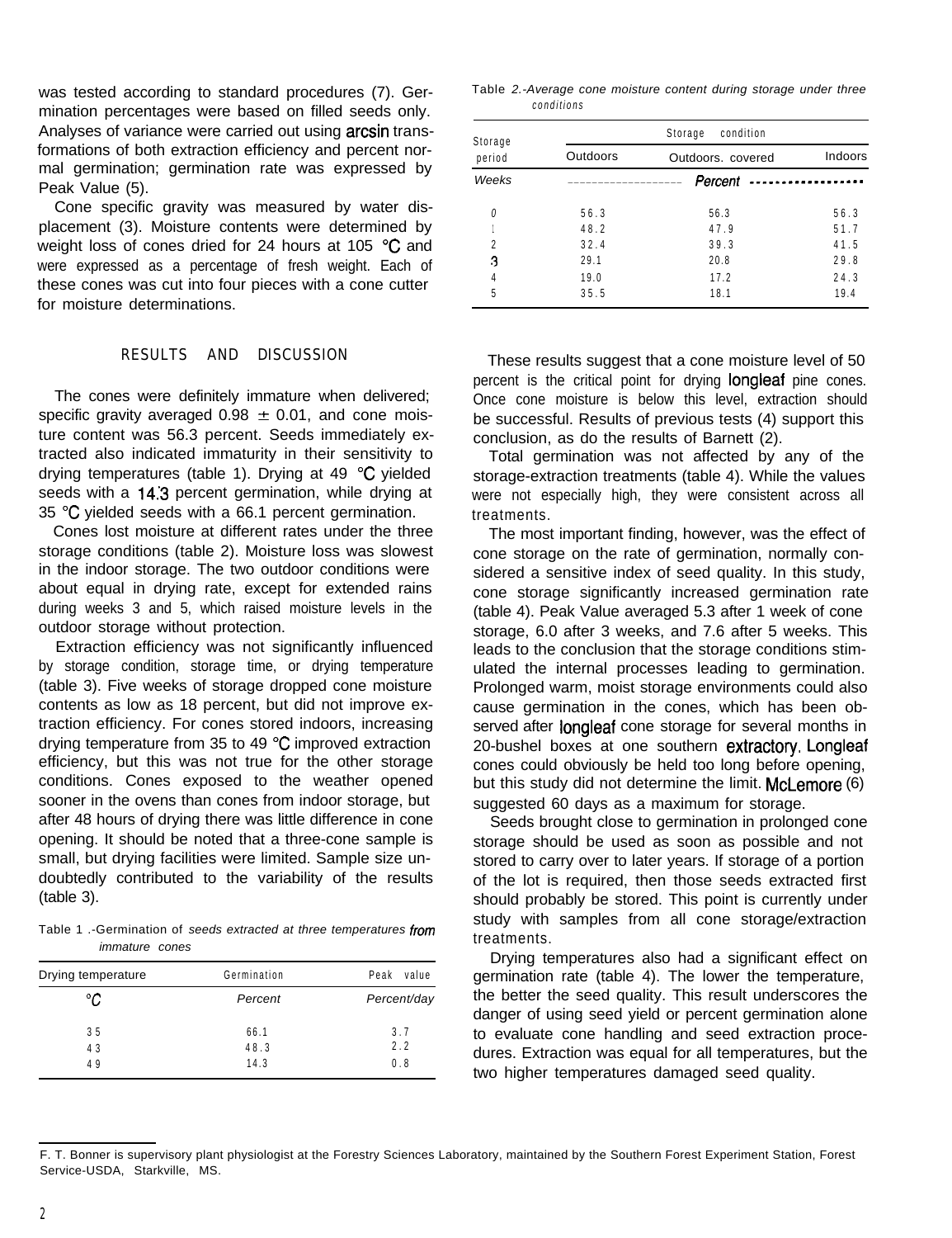was tested according to standard procedures (7). Germination percentages were based on filled seeds only. Analyses of variance were carried out using arcsin transformations of both extraction efficiency and percent normal germination; germination rate was expressed by Peak Value (5).

Cone specific gravity was measured by water displacement (3). Moisture contents were determined by weight loss of cones dried for 24 hours at 105 °C and were expressed as a percentage of fresh weight. Each of these cones was cut into four pieces with a cone cutter for moisture determinations.

## RESULTS AND DISCUSSION

The cones were definitely immature when delivered; specific gravity averaged 0.98 ± 0.01, and cone moisture content was 56.3 percent. Seeds immediately extracted also indicated immaturity in their sensitivity to drying temperatures (table 1). Drying at 49 °C yielded seeds with a 14.3 percent germination, while drying at 35 °C yielded seeds with a 66.1 percent germination.

Cones lost moisture at different rates under the three storage conditions (table 2). Moisture loss was slowest in the indoor storage. The two outdoor conditions were about equal in drying rate, except for extended rains during weeks 3 and 5, which raised moisture levels in the outdoor storage without protection.

Extraction efficiency was not significantly influenced by storage condition, storage time, or drying temperature (table 3). Five weeks of storage dropped cone moisture contents as low as 18 percent, but did not improve extraction efficiency. For cones stored indoors, increasing drying temperature from 35 to 49 °C improved extraction efficiency, but this was not true for the other storage conditions. Cones exposed to the weather opened sooner in the ovens than cones from indoor storage, but after 48 hours of drying there was little difference in cone opening. It should be noted that a three-cone sample is small, but drying facilities were limited. Sample size undoubtedly contributed to the variability of the results (table 3).

Table 1.-Germination of *seeds extracted at three temperatures from immature cones*

| Drying temperature | Germination | Peak value |
|---|---|---|
| °C | *Percent* | *Percent/day* |
| 35 | 66.1 | 3.7 |
| 43 | 48.3 | 2.2 |
| 49 | 14.3 | 0.8 |

Table 2.-*Average cone moisture content during storage under three conditions*

| Storage period | Storage condition | | |
|---|---|---|---|
| | Outdoors | Outdoors, covered | Indoors |
| *Weeks* | | *Percent* | |
| 0 | 56.3 | 56.3 | 56.3 |
| 1 | 48.2 | 47.9 | 51.7 |
| 2 | 32.4 | 39.3 | 41.5 |
| 3 | 29.1 | 20.8 | 29.8 |
| 4 | 19.0 | 17.2 | 24.3 |
| 5 | 35.5 | 18.1 | 19.4 |

These results suggest that a cone moisture level of 50 percent is the critical point for drying longleaf pine cones. Once cone moisture is below this level, extraction should be successful. Results of previous tests (4) support this conclusion, as do the results of Barnett (2).

Total germination was not affected by any of the storage-extraction treatments (table 4). While the values were not especially high, they were consistent across all treatments.

The most important finding, however, was the effect of cone storage on the rate of germination, normally considered a sensitive index of seed quality. In this study, cone storage significantly increased germination rate (table 4). Peak Value averaged 5.3 after 1 week of cone storage, 6.0 after 3 weeks, and 7.6 after 5 weeks. This leads to the conclusion that the storage conditions stimulated the internal processes leading to germination. Prolonged warm, moist storage environments could also cause germination in the cones, which has been observed after longleaf cone storage for several months in 20-bushel boxes at one southern extractory. Longleaf cones could obviously be held too long before opening, but this study did not determine the limit. McLemore (6) suggested 60 days as a maximum for storage.

Seeds brought close to germination in prolonged cone storage should be used as soon as possible and not stored to carry over to later years. If storage of a portion of the lot is required, then those seeds extracted first should probably be stored. This point is currently under study with samples from all cone storage/extraction treatments.

Drying temperatures also had a significant effect on germination rate (table 4). The lower the temperature, the better the seed quality. This result underscores the danger of using seed yield or percent germination alone to evaluate cone handling and seed extraction procedures. Extraction was equal for all temperatures, but the two higher temperatures damaged seed quality.

---

F. T. Bonner is supervisory plant physiologist at the Forestry Sciences Laboratory, maintained by the Southern Forest Experiment Station, Forest Service-USDA, Starkville, MS.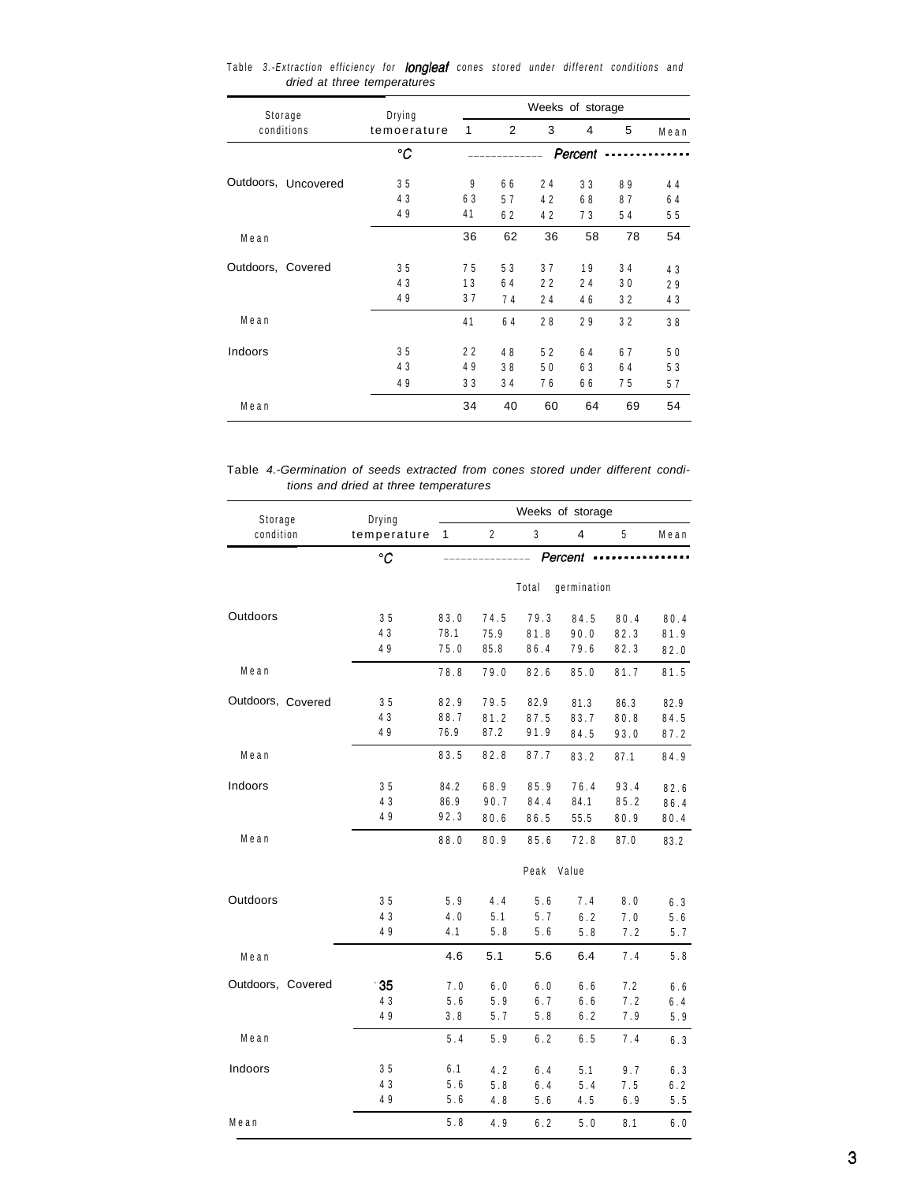Table 3.-*Extraction efficiency for longleaf cones stored under different conditions and dried at three temperatures*

| Storage conditions | Drying temoerature | Weeks of storage | | | | | |
|---|---|---|---|---|---|---|---|
| | | 1 | 2 | 3 | 4 | 5 | Mean |
| | °C | Percent | | | | | |
| Outdoors, Uncovered | 35 | 9 | 66 | 24 | 33 | 89 | 44 |
| | 43 | 63 | 57 | 42 | 68 | 87 | 64 |
| | 49 | 41 | 62 | 42 | 73 | 54 | 55 |
| Mean | | 36 | 62 | 36 | 58 | 78 | 54 |
| Outdoors, Covered | 35 | 75 | 53 | 37 | 19 | 34 | 43 |
| | 43 | 13 | 64 | 22 | 24 | 30 | 29 |
| | 49 | 37 | 74 | 24 | 46 | 32 | 43 |
| Mean | | 41 | 64 | 28 | 29 | 32 | 38 |
| Indoors | 35 | 22 | 48 | 52 | 64 | 67 | 50 |
| | 43 | 49 | 38 | 50 | 63 | 64 | 53 |
| | 49 | 33 | 34 | 76 | 66 | 75 | 57 |
| Mean | | 34 | 40 | 60 | 64 | 69 | 54 |

Table 4.-*Germination of seeds extracted from cones stored under different conditions and dried at three temperatures*

| Storage condition | Drying temperature | Weeks of storage | | | | | |
|---|---|---|---|---|---|---|---|
| | | 1 | 2 | 3 | 4 | 5 | Mean |
| | °C | Percent | | | | | |
| | | Total germination | | | | | |
| Outdoors | 35 | 83.0 | 74.5 | 79.3 | 84.5 | 80.4 | 80.4 |
| | 43 | 78.1 | 75.9 | 81.8 | 90.0 | 82.3 | 81.9 |
| | 49 | 75.0 | 85.8 | 86.4 | 79.6 | 82.3 | 82.0 |
| Mean | | 78.8 | 79.0 | 82.6 | 85.0 | 81.7 | 81.5 |
| Outdoors, Covered | 35 | 82.9 | 79.5 | 82.9 | 81.3 | 86.3 | 82.9 |
| | 43 | 88.7 | 81.2 | 87.5 | 83.7 | 80.8 | 84.5 |
| | 49 | 76.9 | 87.2 | 91.9 | 84.5 | 93.0 | 87.2 |
| Mean | | 83.5 | 82.8 | 87.7 | 83.2 | 87.1 | 84.9 |
| Indoors | 35 | 84.2 | 68.9 | 85.9 | 76.4 | 93.4 | 82.6 |
| | 43 | 86.9 | 90.7 | 84.4 | 84.1 | 85.2 | 86.4 |
| | 49 | 92.3 | 80.6 | 86.5 | 55.5 | 80.9 | 80.4 |
| Mean | | 88.0 | 80.9 | 85.6 | 72.8 | 87.0 | 83.2 |
| | | Peak Value | | | | | |
| Outdoors | 35 | 5.9 | 4.4 | 5.6 | 7.4 | 8.0 | 6.3 |
| | 43 | 4.0 | 5.1 | 5.7 | 6.2 | 7.0 | 5.6 |
| | 49 | 4.1 | 5.8 | 5.6 | 5.8 | 7.2 | 5.7 |
| Mean | | 4.6 | 5.1 | 5.6 | 6.4 | 7.4 | 5.8 |
| Outdoors, Covered | 35 | 7.0 | 6.0 | 6.0 | 6.6 | 7.2 | 6.6 |
| | 43 | 5.6 | 5.9 | 6.7 | 6.6 | 7.2 | 6.4 |
| | 49 | 3.8 | 5.7 | 5.8 | 6.2 | 7.9 | 5.9 |
| Mean | | 5.4 | 5.9 | 6.2 | 6.5 | 7.4 | 6.3 |
| Indoors | 35 | 6.1 | 4.2 | 6.4 | 5.1 | 9.7 | 6.3 |
| | 43 | 5.6 | 5.8 | 6.4 | 5.4 | 7.5 | 6.2 |
| | 49 | 5.6 | 4.8 | 5.6 | 4.5 | 6.9 | 5.5 |
| Mean | | 5.8 | 4.9 | 6.2 | 5.0 | 8.1 | 6.0 |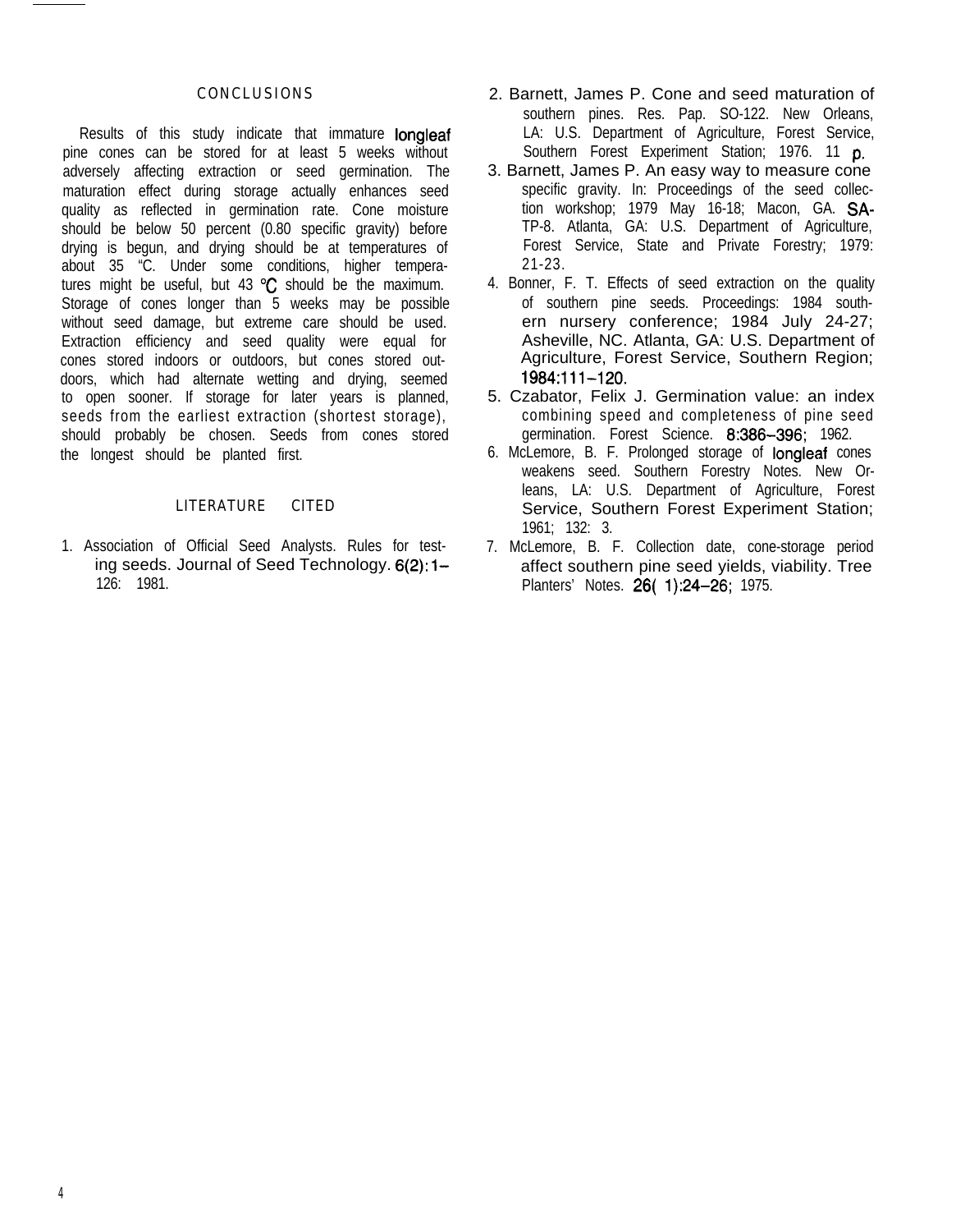## CONCLUSIONS

Results of this study indicate that immature longleaf pine cones can be stored for at least 5 weeks without adversely affecting extraction or seed germination. The maturation effect during storage actually enhances seed quality as reflected in germination rate. Cone moisture should be below 50 percent (0.80 specific gravity) before drying is begun, and drying should be at temperatures of about 35 °C. Under some conditions, higher temperatures might be useful, but 43 °C should be the maximum. Storage of cones longer than 5 weeks may be possible without seed damage, but extreme care should be used. Extraction efficiency and seed quality were equal for cones stored indoors or outdoors, but cones stored outdoors, which had alternate wetting and drying, seemed to open sooner. If storage for later years is planned, seeds from the earliest extraction (shortest storage), should probably be chosen. Seeds from cones stored the longest should be planted first.

## LITERATURE CITED

1. Association of Official Seed Analysts. Rules for testing seeds. Journal of Seed Technology. 6(2):1–126: 1981.
2. Barnett, James P. Cone and seed maturation of southern pines. Res. Pap. SO-122. New Orleans, LA: U.S. Department of Agriculture, Forest Service, Southern Forest Experiment Station; 1976. 11 p.
3. Barnett, James P. An easy way to measure cone specific gravity. In: Proceedings of the seed collection workshop; 1979 May 16-18; Macon, GA. SA-TP-8. Atlanta, GA: U.S. Department of Agriculture, Forest Service, State and Private Forestry; 1979: 21-23.
4. Bonner, F. T. Effects of seed extraction on the quality of southern pine seeds. Proceedings: 1984 southern nursery conference; 1984 July 24-27; Asheville, NC. Atlanta, GA: U.S. Department of Agriculture, Forest Service, Southern Region; 1984:111–120.
5. Czabator, Felix J. Germination value: an index combining speed and completeness of pine seed germination. Forest Science. 8:386–396; 1962.
6. McLemore, B. F. Prolonged storage of longleaf cones weakens seed. Southern Forestry Notes. New Orleans, LA: U.S. Department of Agriculture, Forest Service, Southern Forest Experiment Station; 1961; 132: 3.
7. McLemore, B. F. Collection date, cone-storage period affect southern pine seed yields, viability. Tree Planters' Notes. 26( 1):24–26; 1975.